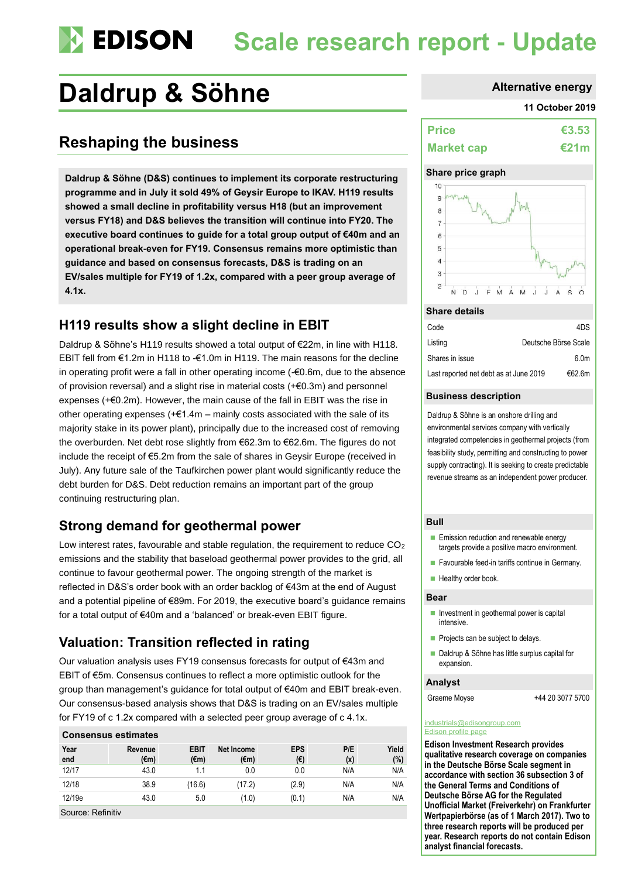# EDISON Scale research report - Update

# Daldrup & Söhne

Alternative energy

11 October 2019

## Reshaping the business

**Daldrup & Söhne (D&S) continues to implement its corporate restructuring programme and in July it sold 49% of Geysir Europe to IKAV. H119 results showed a small decline in profitability versus H18 (but an improvement versus FY18) and D&S believes the transition will continue into FY20. The executive board continues to guide for a total group output of €40m and an operational break-even for FY19. Consensus remains more optimistic than guidance and based on consensus forecasts, D&S is trading on an EV/sales multiple for FY19 of 1.2x, compared with a peer group average of 4.1x.**

## H119 results show a slight decline in EBIT

Daldrup & Söhne's H119 results showed a total output of €22m, in line with H118. EBIT fell from €1.2m in H118 to -€1.0m in H119. The main reasons for the decline in operating profit were a fall in other operating income (-€0.6m, due to the absence of provision reversal) and a slight rise in material costs (+€0.3m) and personnel expenses (+€0.2m). However, the main cause of the fall in EBIT was the rise in other operating expenses (+€1.4m – mainly costs associated with the sale of its majority stake in its power plant), principally due to the increased cost of removing the overburden. Net debt rose slightly from €62.3m to €62.6m. The figures do not include the receipt of €5.2m from the sale of shares in Geysir Europe (received in July). Any future sale of the Taufkirchen power plant would significantly reduce the debt burden for D&S. Debt reduction remains an important part of the group continuing restructuring plan.

## Strong demand for geothermal power

Low interest rates, favourable and stable regulation, the requirement to reduce $CO_2$ emissions and the stability that baseload geothermal power provides to the grid, all continue to favour geothermal power. The ongoing strength of the market is reflected in D&S's order book with an order backlog of €43m at the end of August and a potential pipeline of €89m. For 2019, the executive board's guidance remains for a total output of €40m and a 'balanced' or break-even EBIT figure.

## Valuation: Transition reflected in rating

Our valuation analysis uses FY19 consensus forecasts for output of €43m and EBIT of €5m. Consensus continues to reflect a more optimistic outlook for the group than management's guidance for total output of €40m and EBIT break-even. Our consensus-based analysis shows that D&S is trading on an EV/sales multiple for FY19 of c 1.2x compared with a selected peer group average of c 4.1x.

**Consensus estimates**

| Year end | Revenue (€m) | EBIT (€m) | Net Income (€m) | EPS (€) | P/E (x) | Yield (%) |
|---|---|---|---|---|---|---|
| 12/17 | 43.0 | 1.1 | 0.0 | 0.0 | N/A | N/A |
| 12/18 | 38.9 | (16.6) | (17.2) | (2.9) | N/A | N/A |
| 12/19e | 43.0 | 5.0 | (1.0) | (0.1) | N/A | N/A |

Source: Refinitiv

| | |
|---|---|
| **Price** | **€3.53** |
| **Market cap** | **€21m** |

**Share price graph**

10
9
8
7
6
5
4
3
2
N D J F M A M J J A S O

**Share details**

| | |
|---|---|
| Code | 4DS |
| Listing | Deutsche Börse Scale |
| Shares in issue | 6.0m |
| Last reported net debt as at June 2019 | €62.6m |

**Business description**

Daldrup & Söhne is an onshore drilling and environmental services company with vertically integrated competencies in geothermal projects (from feasibility study, permitting and constructing to power supply contracting). It is seeking to create predictable revenue streams as an independent power producer.

**Bull**

- Emission reduction and renewable energy targets provide a positive macro environment.
- Favourable feed-in tariffs continue in Germany.
- Healthy order book.

**Bear**

- Investment in geothermal power is capital intensive.
- Projects can be subject to delays.
- Daldrup & Söhne has little surplus capital for expansion.

**Analyst**

Graeme Moyse +44 20 3077 5700

industrials@edisongroup.com
Edison profile page

**Edison Investment Research provides qualitative research coverage on companies in the Deutsche Börse Scale segment in accordance with section 36 subsection 3 of the General Terms and Conditions of Deutsche Börse AG for the Regulated Unofficial Market (Freiverkehr) on Frankfurter Wertpapierbörse (as of 1 March 2017). Two to three research reports will be produced per year. Research reports do not contain Edison analyst financial forecasts.**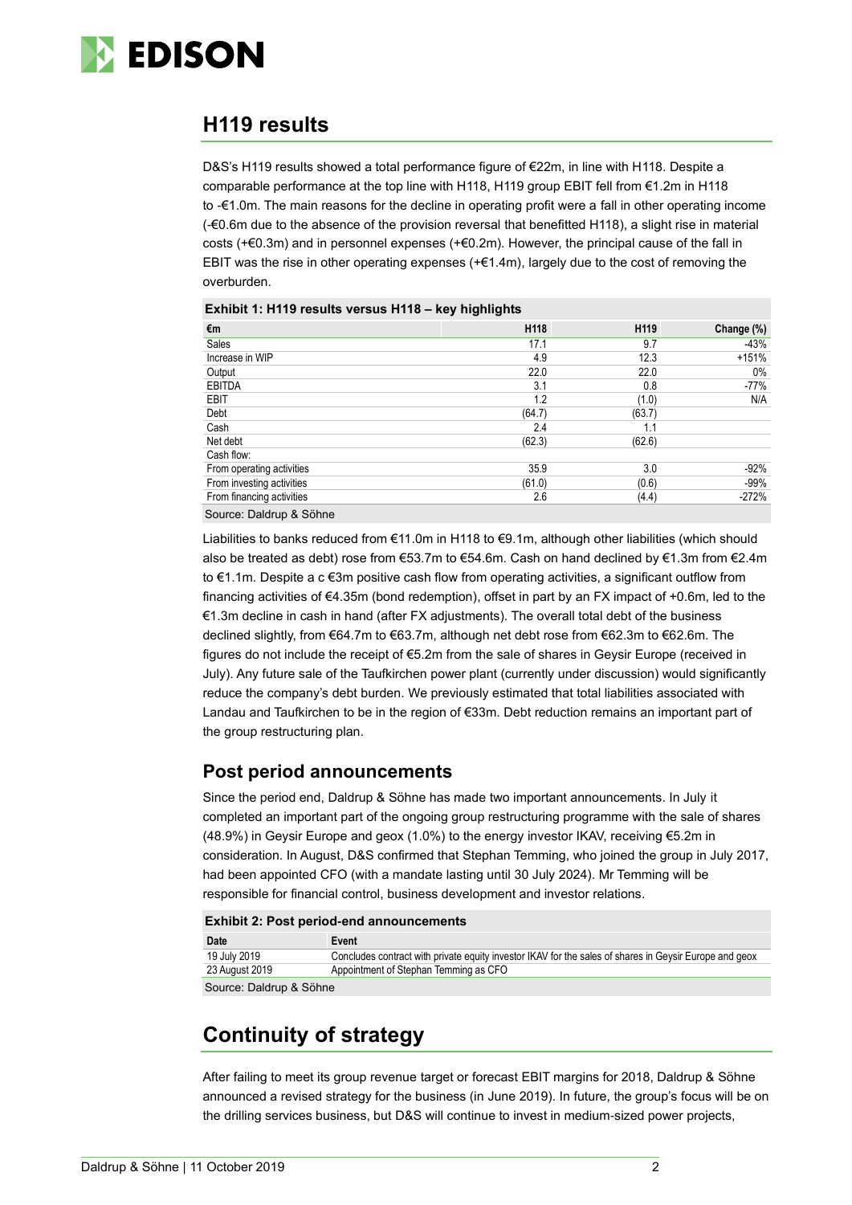## H119 results

D&S's H119 results showed a total performance figure of €22m, in line with H118. Despite a comparable performance at the top line with H118, H119 group EBIT fell from €1.2m in H118 to -€1.0m. The main reasons for the decline in operating profit were a fall in other operating income (-€0.6m due to the absence of the provision reversal that benefitted H118), a slight rise in material costs (+€0.3m) and in personnel expenses (+€0.2m). However, the principal cause of the fall in EBIT was the rise in other operating expenses (+€1.4m), largely due to the cost of removing the overburden.

**Exhibit 1: H119 results versus H118 – key highlights**

| €m | H118 | H119 | Change (%) |
|---|---|---|---|
| Sales | 17.1 | 9.7 | -43% |
| Increase in WIP | 4.9 | 12.3 | +151% |
| Output | 22.0 | 22.0 | 0% |
| EBITDA | 3.1 | 0.8 | -77% |
| EBIT | 1.2 | (1.0) | N/A |
| Debt | (64.7) | (63.7) | |
| Cash | 2.4 | 1.1 | |
| Net debt | (62.3) | (62.6) | |
| Cash flow: | | | |
| From operating activities | 35.9 | 3.0 | -92% |
| From investing activities | (61.0) | (0.6) | -99% |
| From financing activities | 2.6 | (4.4) | -272% |

Source: Daldrup & Söhne

Liabilities to banks reduced from €11.0m in H118 to €9.1m, although other liabilities (which should also be treated as debt) rose from €53.7m to €54.6m. Cash on hand declined by €1.3m from €2.4m to €1.1m. Despite a c €3m positive cash flow from operating activities, a significant outflow from financing activities of €4.35m (bond redemption), offset in part by an FX impact of +0.6m, led to the €1.3m decline in cash in hand (after FX adjustments). The overall total debt of the business declined slightly, from €64.7m to €63.7m, although net debt rose from €62.3m to €62.6m. The figures do not include the receipt of €5.2m from the sale of shares in Geysir Europe (received in July). Any future sale of the Taufkirchen power plant (currently under discussion) would significantly reduce the company's debt burden. We previously estimated that total liabilities associated with Landau and Taufkirchen to be in the region of €33m. Debt reduction remains an important part of the group restructuring plan.

### Post period announcements

Since the period end, Daldrup & Söhne has made two important announcements. In July it completed an important part of the ongoing group restructuring programme with the sale of shares (48.9%) in Geysir Europe and geox (1.0%) to the energy investor IKAV, receiving €5.2m in consideration. In August, D&S confirmed that Stephan Temming, who joined the group in July 2017, had been appointed CFO (with a mandate lasting until 30 July 2024). Mr Temming will be responsible for financial control, business development and investor relations.

**Exhibit 2: Post period-end announcements**

| Date | Event |
|---|---|
| 19 July 2019 | Concludes contract with private equity investor IKAV for the sales of shares in Geysir Europe and geox |
| 23 August 2019 | Appointment of Stephan Temming as CFO |

Source: Daldrup & Söhne

## Continuity of strategy

After failing to meet its group revenue target or forecast EBIT margins for 2018, Daldrup & Söhne announced a revised strategy for the business (in June 2019). In future, the group's focus will be on the drilling services business, but D&S will continue to invest in medium-sized power projects,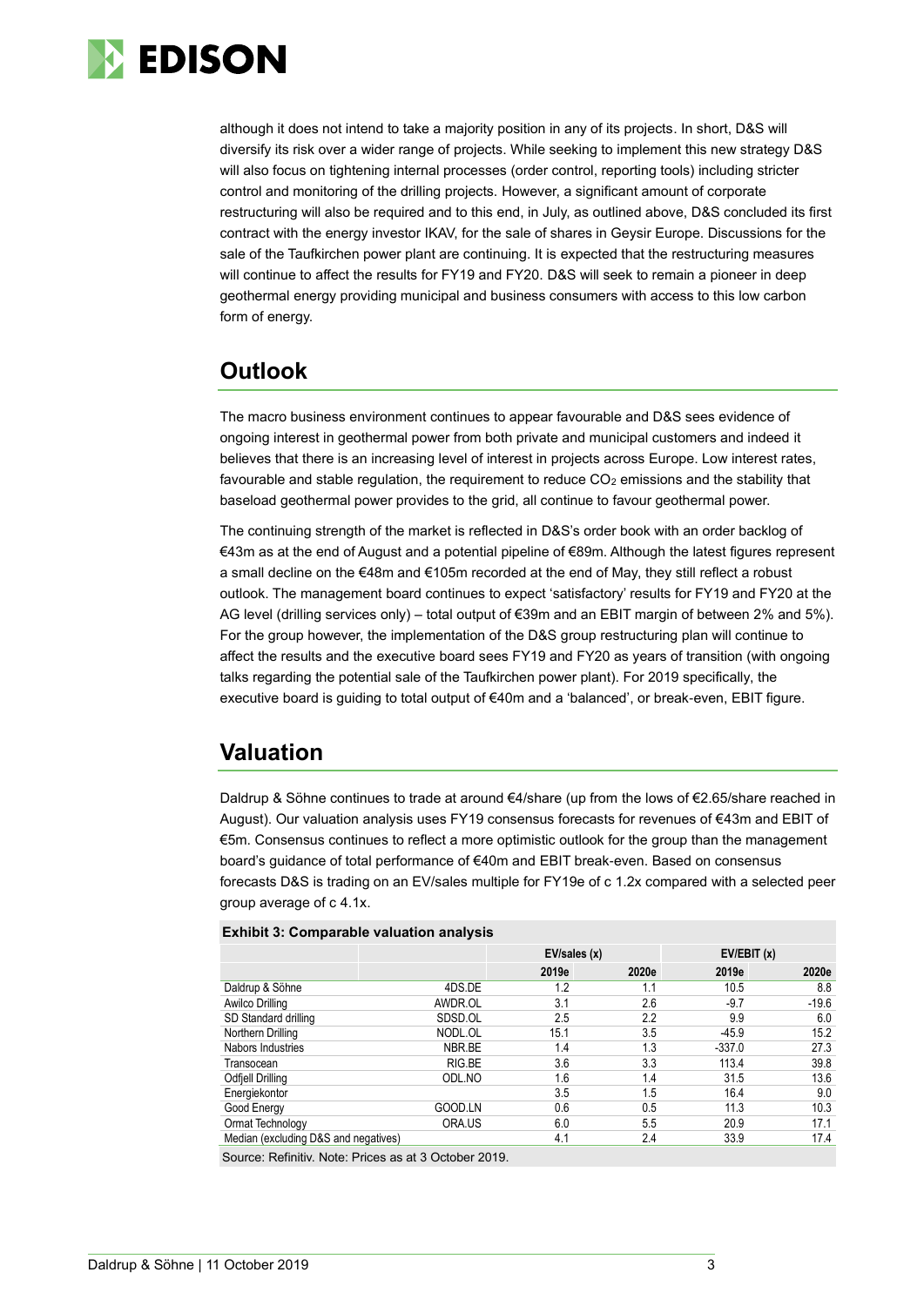although it does not intend to take a majority position in any of its projects. In short, D&S will diversify its risk over a wider range of projects. While seeking to implement this new strategy D&S will also focus on tightening internal processes (order control, reporting tools) including stricter control and monitoring of the drilling projects. However, a significant amount of corporate restructuring will also be required and to this end, in July, as outlined above, D&S concluded its first contract with the energy investor IKAV, for the sale of shares in Geysir Europe. Discussions for the sale of the Taufkirchen power plant are continuing. It is expected that the restructuring measures will continue to affect the results for FY19 and FY20. D&S will seek to remain a pioneer in deep geothermal energy providing municipal and business consumers with access to this low carbon form of energy.

## Outlook

The macro business environment continues to appear favourable and D&S sees evidence of ongoing interest in geothermal power from both private and municipal customers and indeed it believes that there is an increasing level of interest in projects across Europe. Low interest rates, favourable and stable regulation, the requirement to reduce $CO_2$ emissions and the stability that baseload geothermal power provides to the grid, all continue to favour geothermal power.

The continuing strength of the market is reflected in D&S's order book with an order backlog of €43m as at the end of August and a potential pipeline of €89m. Although the latest figures represent a small decline on the €48m and €105m recorded at the end of May, they still reflect a robust outlook. The management board continues to expect 'satisfactory' results for FY19 and FY20 at the AG level (drilling services only) – total output of €39m and an EBIT margin of between 2% and 5%). For the group however, the implementation of the D&S group restructuring plan will continue to affect the results and the executive board sees FY19 and FY20 as years of transition (with ongoing talks regarding the potential sale of the Taufkirchen power plant). For 2019 specifically, the executive board is guiding to total output of €40m and a 'balanced', or break-even, EBIT figure.

## Valuation

Daldrup & Söhne continues to trade at around €4/share (up from the lows of €2.65/share reached in August). Our valuation analysis uses FY19 consensus forecasts for revenues of €43m and EBIT of €5m. Consensus continues to reflect a more optimistic outlook for the group than the management board's guidance of total performance of €40m and EBIT break-even. Based on consensus forecasts D&S is trading on an EV/sales multiple for FY19e of c 1.2x compared with a selected peer group average of c 4.1x.

**Exhibit 3: Comparable valuation analysis**

| | | EV/sales (x) | | EV/EBIT (x) | |
|---|---|---|---|---|---|
| | | 2019e | 2020e | 2019e | 2020e |
| Daldrup & Söhne | 4DS.DE | 1.2 | 1.1 | 10.5 | 8.8 |
| Awilco Drilling | AWDR.OL | 3.1 | 2.6 | -9.7 | -19.6 |
| SD Standard drilling | SDSD.OL | 2.5 | 2.2 | 9.9 | 6.0 |
| Northern Drilling | NODL.OL | 15.1 | 3.5 | -45.9 | 15.2 |
| Nabors Industries | NBR.BE | 1.4 | 1.3 | -337.0 | 27.3 |
| Transocean | RIG.BE | 3.6 | 3.3 | 113.4 | 39.8 |
| Odfjell Drilling | ODL.NO | 1.6 | 1.4 | 31.5 | 13.6 |
| Energiekontor | | 3.5 | 1.5 | 16.4 | 9.0 |
| Good Energy | GOOD.LN | 0.6 | 0.5 | 11.3 | 10.3 |
| Ormat Technology | ORA.US | 6.0 | 5.5 | 20.9 | 17.1 |
| Median (excluding D&S and negatives) | | 4.1 | 2.4 | 33.9 | 17.4 |

Source: Refinitiv. Note: Prices as at 3 October 2019.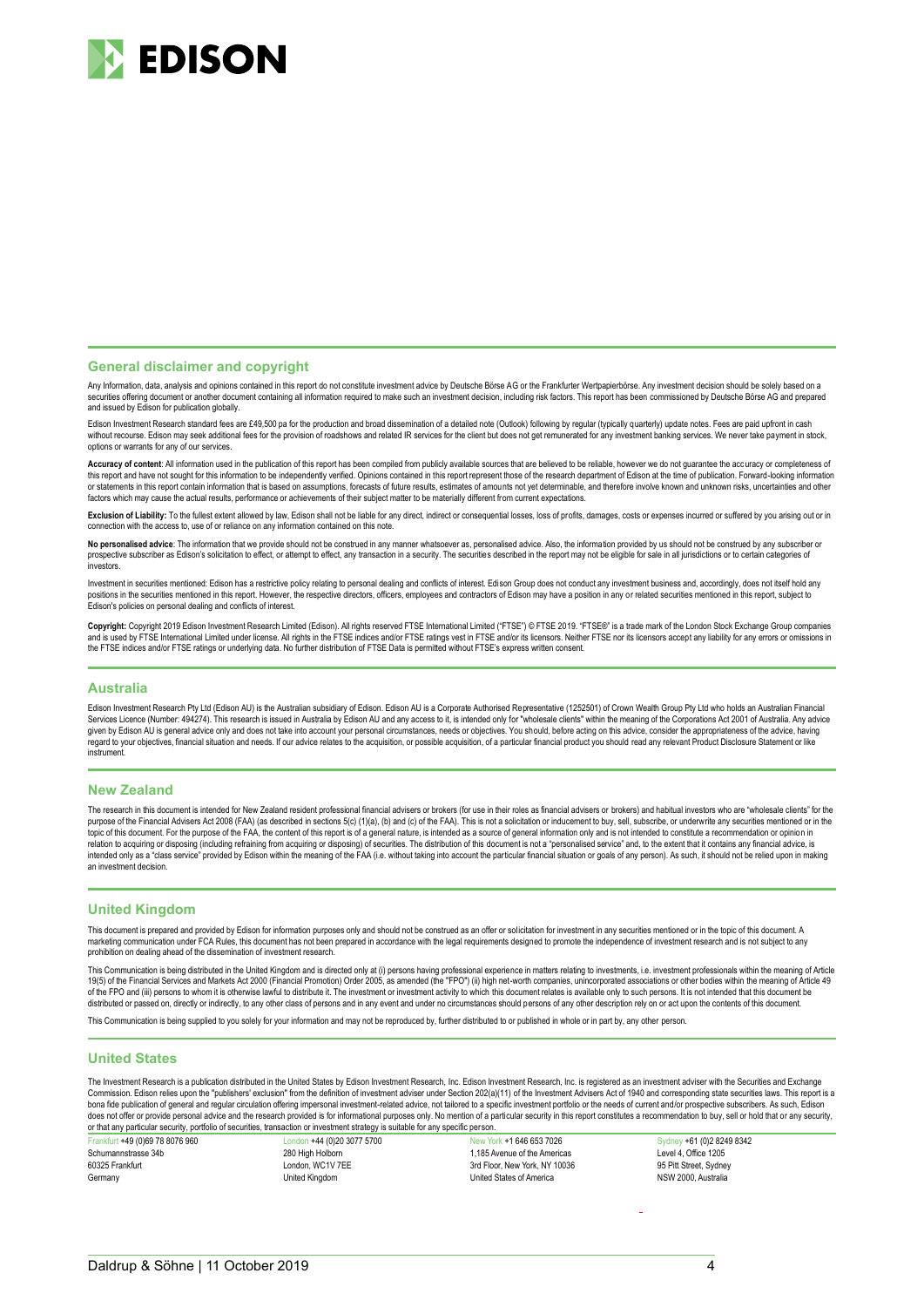## General disclaimer and copyright

Any Information, data, analysis and opinions contained in this report do not constitute investment advice by Deutsche Börse AG or the Frankfurter Wertpapierbörse. Any investment decision should be solely based on a securities offering document or another document containing all information required to make such an investment decision, including risk factors. This report has been commissioned by Deutsche Börse AG and prepared and issued by Edison for publication globally.

Edison Investment Research standard fees are £49,500 pa for the production and broad dissemination of a detailed note (Outlook) following by regular (typically quarterly) update notes. Fees are paid upfront in cash without recourse. Edison may seek additional fees for the provision of roadshows and related IR services for the client but does not get remunerated for any investment banking services. We never take payment in stock, options or warrants for any of our services.

**Accuracy of content**: All information used in the publication of this report has been compiled from publicly available sources that are believed to be reliable, however we do not guarantee the accuracy or completeness of this report and have not sought for this information to be independently verified. Opinions contained in this report represent those of the research department of Edison at the time of publication. Forward-looking information or statements in this report contain information that is based on assumptions, forecasts of future results, estimates of amounts not yet determinable, and therefore involve known and unknown risks, uncertainties and other factors which may cause the actual results, performance or achievements of their subject matter to be materially different from current expectations.

**Exclusion of Liability:** To the fullest extent allowed by law, Edison shall not be liable for any direct, indirect or consequential losses, loss of profits, damages, costs or expenses incurred or suffered by you arising out or in connection with the access to, use of or reliance on any information contained on this note.

**No personalised advice**: The information that we provide should not be construed in any manner whatsoever as, personalised advice. Also, the information provided by us should not be construed by any subscriber or prospective subscriber as Edison's solicitation to effect, or attempt to effect, any transaction in a security. The securities described in the report may not be eligible for sale in all jurisdictions or to certain categories of investors.

Investment in securities mentioned: Edison has a restrictive policy relating to personal dealing and conflicts of interest. Edison Group does not conduct any investment business and, accordingly, does not itself hold any positions in the securities mentioned in this report. However, the respective directors, officers, employees and contractors of Edison may have a position in any or related securities mentioned in this report, subject to Edison's policies on personal dealing and conflicts of interest.

**Copyright:** Copyright 2019 Edison Investment Research Limited (Edison). All rights reserved FTSE International Limited ("FTSE") © FTSE 2019. "FTSE®" is a trade mark of the London Stock Exchange Group companies and is used by FTSE International Limited under license. All rights in the FTSE indices and/or FTSE ratings vest in FTSE and/or its licensors. Neither FTSE nor its licensors accept any liability for any errors or omissions in the FTSE indices and/or FTSE ratings or underlying data. No further distribution of FTSE Data is permitted without FTSE's express written consent.

## Australia

Edison Investment Research Pty Ltd (Edison AU) is the Australian subsidiary of Edison. Edison AU is a Corporate Authorised Representative (1252501) of Crown Wealth Group Pty Ltd who holds an Australian Financial Services Licence (Number: 494274). This research is issued in Australia by Edison AU and any access to it, is intended only for "wholesale clients" within the meaning of the Corporations Act 2001 of Australia. Any advice given by Edison AU is general advice only and does not take into account your personal circumstances, needs or objectives. You should, before acting on this advice, consider the appropriateness of the advice, having regard to your objectives, financial situation and needs. If our advice relates to the acquisition, or possible acquisition, of a particular financial product you should read any relevant Product Disclosure Statement or like instrument.

## New Zealand

The research in this document is intended for New Zealand resident professional financial advisers or brokers (for use in their roles as financial advisers or brokers) and habitual investors who are "wholesale clients" for the purpose of the Financial Advisers Act 2008 (FAA) (as described in sections 5(c) (1)(a), (b) and (c) of the FAA). This is not a solicitation or inducement to buy, sell, subscribe, or underwrite any securities mentioned or in the topic of this document. For the purpose of the FAA, the content of this report is of a general nature, is intended as a source of general information only and is not intended to constitute a recommendation or opinion in relation to acquiring or disposing (including refraining from acquiring or disposing) of securities. The distribution of this document is not a "personalised service" and, to the extent that it contains any financial advice, is intended only as a "class service" provided by Edison within the meaning of the FAA (i.e. without taking into account the particular financial situation or goals of any person). As such, it should not be relied upon in making an investment decision.

## United Kingdom

This document is prepared and provided by Edison for information purposes only and should not be construed as an offer or solicitation for investment in any securities mentioned or in the topic of this document. A marketing communication under FCA Rules, this document has not been prepared in accordance with the legal requirements designed to promote the independence of investment research and is not subject to any prohibition on dealing ahead of the dissemination of investment research.

This Communication is being distributed in the United Kingdom and is directed only at (i) persons having professional experience in matters relating to investments, i.e. investment professionals within the meaning of Article 19(5) of the Financial Services and Markets Act 2000 (Financial Promotion) Order 2005, as amended (the "FPO") (ii) high net-worth companies, unincorporated associations or other bodies within the meaning of Article 49 of the FPO and (iii) persons to whom it is otherwise lawful to distribute it. The investment or investment activity to which this document relates is available only to such persons. It is not intended that this document be distributed or passed on, directly or indirectly, to any other class of persons and in any event and under no circumstances should persons of any other description rely on or act upon the contents of this document.

This Communication is being supplied to you solely for your information and may not be reproduced by, further distributed to or published in whole or in part by, any other person.

## United States

The Investment Research is a publication distributed in the United States by Edison Investment Research, Inc. Edison Investment Research, Inc. is registered as an investment adviser with the Securities and Exchange Commission. Edison relies upon the "publishers' exclusion" from the definition of investment adviser under Section 202(a)(11) of the Investment Advisers Act of 1940 and corresponding state securities laws. This report is a bona fide publication of general and regular circulation offering impersonal investment-related advice, not tailored to a specific investment portfolio or the needs of current and/or prospective subscribers. As such, Edison does not offer or provide personal advice and the research provided is for informational purposes only. No mention of a particular security in this report constitutes a recommendation to buy, sell or hold that or any security, or that any particular security, portfolio of securities, transaction or investment strategy is suitable for any specific person.

Frankfurt +49 (0)69 78 8076 960
Schumannstrasse 34b
60325 Frankfurt
Germany

London +44 (0)20 3077 5700
280 High Holborn
London, WC1V 7EE
United Kingdom

New York +1 646 653 7026
1,185 Avenue of the Americas
3rd Floor, New York, NY 10036
United States of America

Sydney +61 (0)2 8249 8342
Level 4, Office 1205
95 Pitt Street, Sydney
NSW 2000, Australia